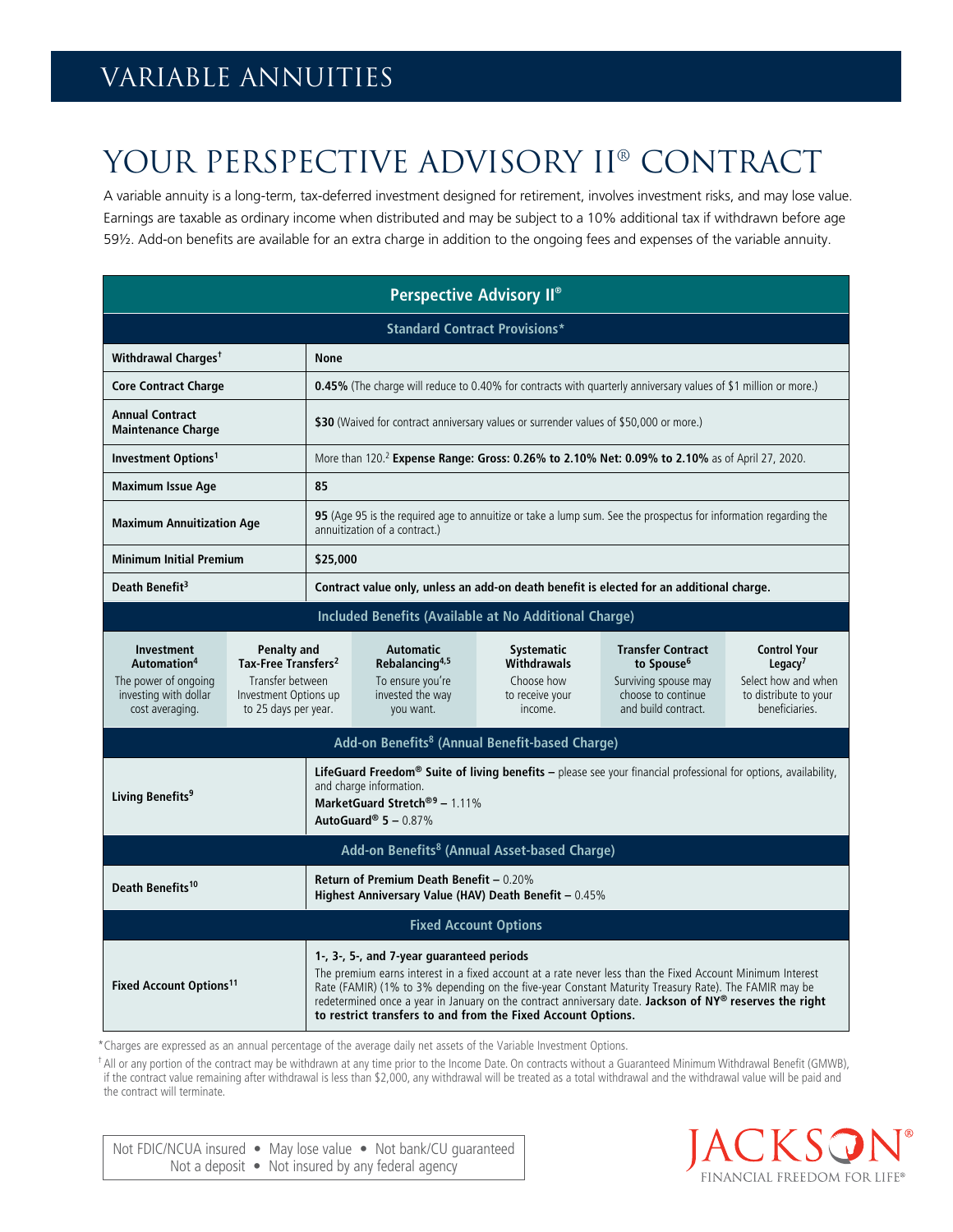# VARIABLE ANNUITIES

# YOUR PERSPECTIVE ADVISORY II® CONTRACT

A variable annuity is a long-term, tax-deferred investment designed for retirement, involves investment risks, and may lose value. Earnings are taxable as ordinary income when distributed and may be subject to a 10% additional tax if withdrawn before age 59½. Add-on benefits are available for an extra charge in addition to the ongoing fees and expenses of the variable annuity.

| Perspective Advisory II® | |
|---|---|
| **Standard Contract Provisions*** | |
| **Withdrawal Charges†** | **None** |
| **Core Contract Charge** | **0.45%** (The charge will reduce to 0.40% for contracts with quarterly anniversary values of $1 million or more.) |
| **Annual Contract Maintenance Charge** | **$30** (Waived for contract anniversary values or surrender values of $50,000 or more.) |
| **Investment Options[1]** | More than 120.[2] **Expense Range: Gross: 0.26% to 2.10% Net: 0.09% to 2.10%** as of April 27, 2020. |
| **Maximum Issue Age** | **85** |
| **Maximum Annuitization Age** | **95** (Age 95 is the required age to annuitize or take a lump sum. See the prospectus for information regarding the annuitization of a contract.) |
| **Minimum Initial Premium** | **$25,000** |
| **Death Benefit[3]** | **Contract value only, unless an add-on death benefit is elected for an additional charge.** |

**Included Benefits (Available at No Additional Charge)**

| Investment Automation[4] | Penalty and Tax-Free Transfers[2] | Automatic Rebalancing[4,5] | Systematic Withdrawals | Transfer Contract to Spouse[6] | Control Your Legacy[7] |
|---|---|---|---|---|---|
| The power of ongoing investing with dollar cost averaging. | Transfer between Investment Options up to 25 days per year. | To ensure you're invested the way you want. | Choose how to receive your income. | Surviving spouse may choose to continue and build contract. | Select how and when to distribute to your beneficiaries. |

| | |
|---|---|
| **Add-on Benefits[8] (Annual Benefit-based Charge)** | |
| **Living Benefits[9]** | **LifeGuard Freedom® Suite of living benefits –** please see your financial professional for options, availability, and charge information.<br>**MarketGuard Stretch®[9] –** 1.11%<br>**AutoGuard® 5 –** 0.87% |
| **Add-on Benefits[8] (Annual Asset-based Charge)** | |
| **Death Benefits[10]** | **Return of Premium Death Benefit –** 0.20%<br>**Highest Anniversary Value (HAV) Death Benefit –** 0.45% |
| **Fixed Account Options** | |
| **Fixed Account Options[11]** | **1-, 3-, 5-, and 7-year guaranteed periods**<br>The premium earns interest in a fixed account at a rate never less than the Fixed Account Minimum Interest Rate (FAMIR) (1% to 3% depending on the five-year Constant Maturity Treasury Rate). The FAMIR may be redetermined once a year in January on the contract anniversary date. **Jackson of NY® reserves the right to restrict transfers to and from the Fixed Account Options.** |

*Charges are expressed as an annual percentage of the average daily net assets of the Variable Investment Options.

† All or any portion of the contract may be withdrawn at any time prior to the Income Date. On contracts without a Guaranteed Minimum Withdrawal Benefit (GMWB), if the contract value remaining after withdrawal is less than $2,000, any withdrawal will be treated as a total withdrawal and the withdrawal value will be paid and the contract will terminate.

Not FDIC/NCUA insured • May lose value • Not bank/CU guaranteed
Not a deposit • Not insured by any federal agency

JACKSON®
FINANCIAL FREEDOM FOR LIFE®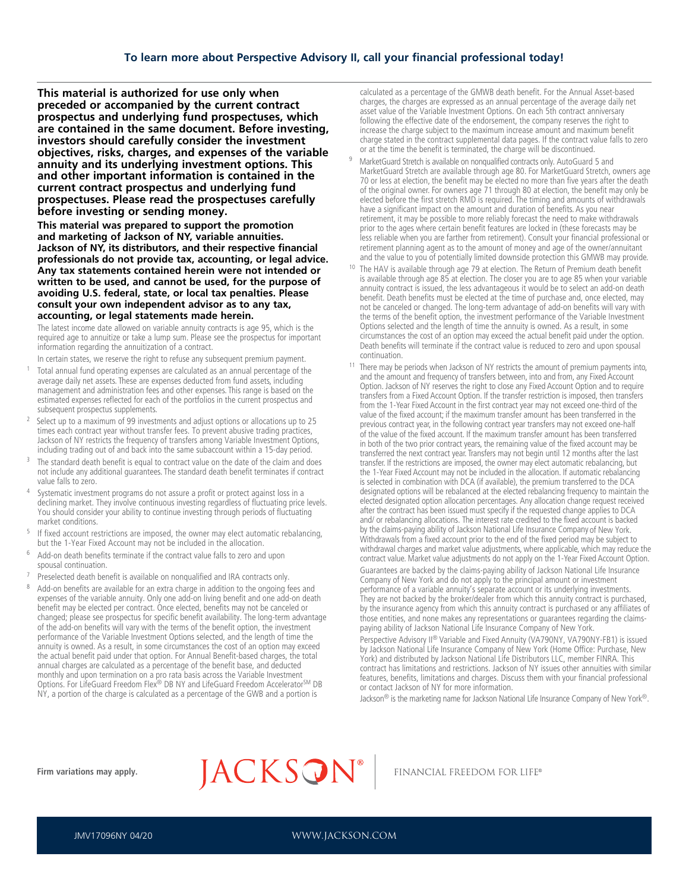## To learn more about Perspective Advisory II, call your financial professional today!

**This material is authorized for use only when preceded or accompanied by the current contract prospectus and underlying fund prospectuses, which are contained in the same document. Before investing, investors should carefully consider the investment objectives, risks, charges, and expenses of the variable annuity and its underlying investment options. This and other important information is contained in the current contract prospectus and underlying fund prospectuses. Please read the prospectuses carefully before investing or sending money.**

**This material was prepared to support the promotion and marketing of Jackson of NY, variable annuities. Jackson of NY, its distributors, and their respective financial professionals do not provide tax, accounting, or legal advice. Any tax statements contained herein were not intended or written to be used, and cannot be used, for the purpose of avoiding U.S. federal, state, or local tax penalties. Please consult your own independent advisor as to any tax, accounting, or legal statements made herein.**

The latest income date allowed on variable annuity contracts is age 95, which is the required age to annuitize or take a lump sum. Please see the prospectus for important information regarding the annuitization of a contract.

In certain states, we reserve the right to refuse any subsequent premium payment.

[1] Total annual fund operating expenses are calculated as an annual percentage of the average daily net assets. These are expenses deducted from fund assets, including management and administration fees and other expenses. This range is based on the estimated expenses reflected for each of the portfolios in the current prospectus and subsequent prospectus supplements.

[2] Select up to a maximum of 99 investments and adjust options or allocations up to 25 times each contract year without transfer fees. To prevent abusive trading practices, Jackson of NY restricts the frequency of transfers among Variable Investment Options, including trading out of and back into the same subaccount within a 15-day period.

[3] The standard death benefit is equal to contract value on the date of the claim and does not include any additional guarantees. The standard death benefit terminates if contract value falls to zero.

[4] Systematic investment programs do not assure a profit or protect against loss in a declining market. They involve continuous investing regardless of fluctuating price levels. You should consider your ability to continue investing through periods of fluctuating market conditions.

[5] If fixed account restrictions are imposed, the owner may elect automatic rebalancing, but the 1-Year Fixed Account may not be included in the allocation.

[6] Add-on death benefits terminate if the contract value falls to zero and upon spousal continuation.

[7] Preselected death benefit is available on nonqualified and IRA contracts only.

[8] Add-on benefits are available for an extra charge in addition to the ongoing fees and expenses of the variable annuity. Only one add-on living benefit and one add-on death benefit may be elected per contract. Once elected, benefits may not be canceled or changed; please see prospectus for specific benefit availability. The long-term advantage of the add-on benefits will vary with the terms of the benefit option, the investment performance of the Variable Investment Options selected, and the length of time the annuity is owned. As a result, in some circumstances the cost of an option may exceed the actual benefit paid under that option. For Annual Benefit-based charges, the total annual charges are calculated as a percentage of the benefit base, and deducted monthly and upon termination on a pro rata basis across the Variable Investment Options. For LifeGuard Freedom Flex® DB NY and LifeGuard Freedom Accelerator℠ DB NY, a portion of the charge is calculated as a percentage of the GWB and a portion is calculated as a percentage of the GMWB death benefit. For the Annual Asset-based charges, the charges are expressed as an annual percentage of the average daily net asset value of the Variable Investment Options. On each 5th contract anniversary following the effective date of the endorsement, the company reserves the right to increase the charge subject to the maximum increase amount and maximum benefit charge stated in the contract supplemental data pages. If the contract value falls to zero or at the time the benefit is terminated, the charge will be discontinued.

[9] MarketGuard Stretch is available on nonqualified contracts only. AutoGuard 5 and MarketGuard Stretch are available through age 80. For MarketGuard Stretch, owners age 70 or less at election, the benefit may be elected no more than five years after the death of the original owner. For owners age 71 through 80 at election, the benefit may only be elected before the first stretch RMD is required. The timing and amounts of withdrawals have a significant impact on the amount and duration of benefits. As you near retirement, it may be possible to more reliably forecast the need to make withdrawals prior to the ages where certain benefit features are locked in (these forecasts may be less reliable when you are farther from retirement). Consult your financial professional or retirement planning agent as to the amount of money and age of the owner/annuitant and the value to you of potentially limited downside protection this GMWB may provide.

[10] The HAV is available through age 79 at election. The Return of Premium death benefit is available through age 85 at election. The closer you are to age 85 when your variable annuity contract is issued, the less advantageous it would be to select an add-on death benefit. Death benefits must be elected at the time of purchase and, once elected, may not be canceled or changed. The long-term advantage of add-on benefits will vary with the terms of the benefit option, the investment performance of the Variable Investment Options selected and the length of time the annuity is owned. As a result, in some circumstances the cost of an option may exceed the actual benefit paid under the option. Death benefits will terminate if the contract value is reduced to zero and upon spousal continuation.

[11] There may be periods when Jackson of NY restricts the amount of premium payments into, and the amount and frequency of transfers between, into and from, any Fixed Account Option. Jackson of NY reserves the right to close any Fixed Account Option and to require transfers from a Fixed Account Option. If the transfer restriction is imposed, then transfers from the 1-Year Fixed Account in the first contract year may not exceed one-third of the value of the fixed account; if the maximum transfer amount has been transferred in the previous contract year, in the following contract year transfers may not exceed one-half of the value of the fixed account. If the maximum transfer amount has been transferred in both of the two prior contract years, the remaining value of the fixed account may be transferred the next contract year. Transfers may not begin until 12 months after the last transfer. If the restrictions are imposed, the owner may elect automatic rebalancing, but the 1-Year Fixed Account may not be included in the allocation. If automatic rebalancing is selected in combination with DCA (if available), the premium transferred to the DCA designated options will be rebalanced at the elected rebalancing frequency to maintain the elected designated option allocation percentages. Any allocation change request received after the contract has been issued must specify if the requested change applies to DCA and/or rebalancing allocations. The interest rate credited to the fixed account is backed by the claims-paying ability of Jackson National Life Insurance Company of New York. Withdrawals from a fixed account prior to the end of the fixed period may be subject to withdrawal charges and market value adjustments, where applicable, which may reduce the contract value. Market value adjustments do not apply on the 1-Year Fixed Account Option.

Guarantees are backed by the claims-paying ability of Jackson National Life Insurance Company of New York and do not apply to the principal amount or investment performance of a variable annuity's separate account or its underlying investments. They are not backed by the broker/dealer from which this annuity contract is purchased, by the insurance agency from which this annuity contract is purchased or any affiliates of those entities, and none makes any representations or guarantees regarding the claims-paying ability of Jackson National Life Insurance Company of New York.

Perspective Advisory II® Variable and Fixed Annuity (VA790NY, VA790NY-FB1) is issued by Jackson National Life Insurance Company of New York (Home Office: Purchase, New York) and distributed by Jackson National Life Distributors LLC, member FINRA. This contract has limitations and restrictions. Jackson of NY issues other annuities with similar features, benefits, limitations and charges. Discuss them with your financial professional or contact Jackson of NY for more information.

Jackson® is the marketing name for Jackson National Life Insurance Company of New York®.

**Firm variations may apply.**

JACKSON® | FINANCIAL FREEDOM FOR LIFE®

JMV17096NY 04/20

WWW.JACKSON.COM